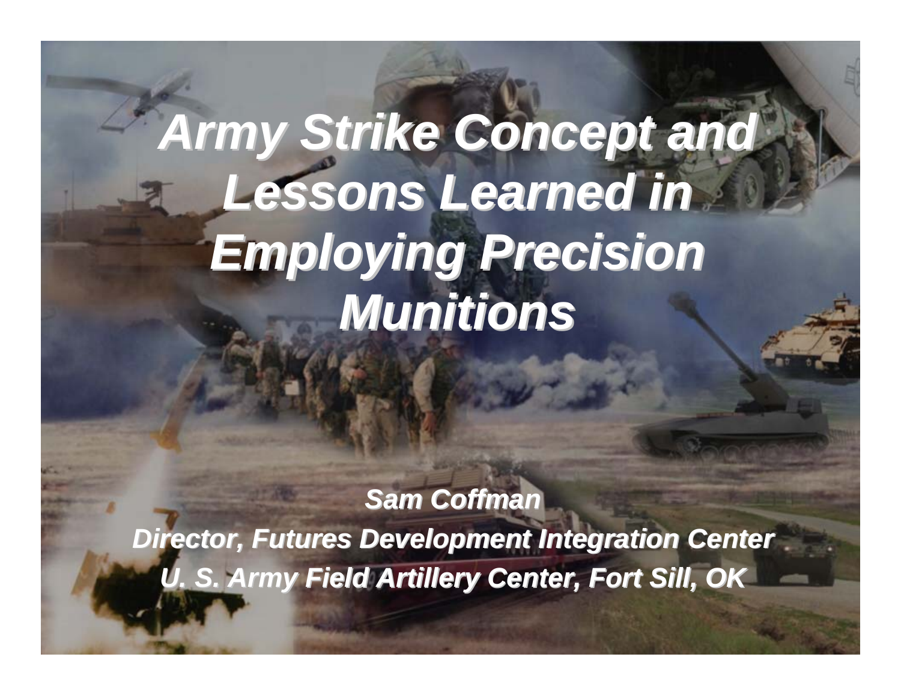# *Army Strike Concept and Lessons Learned in Employing Precision Munitions*

***Sam Coffman***

***Director, Futures Development Integration Center***

***U. S. Army Field Artillery Center, Fort Sill, OK***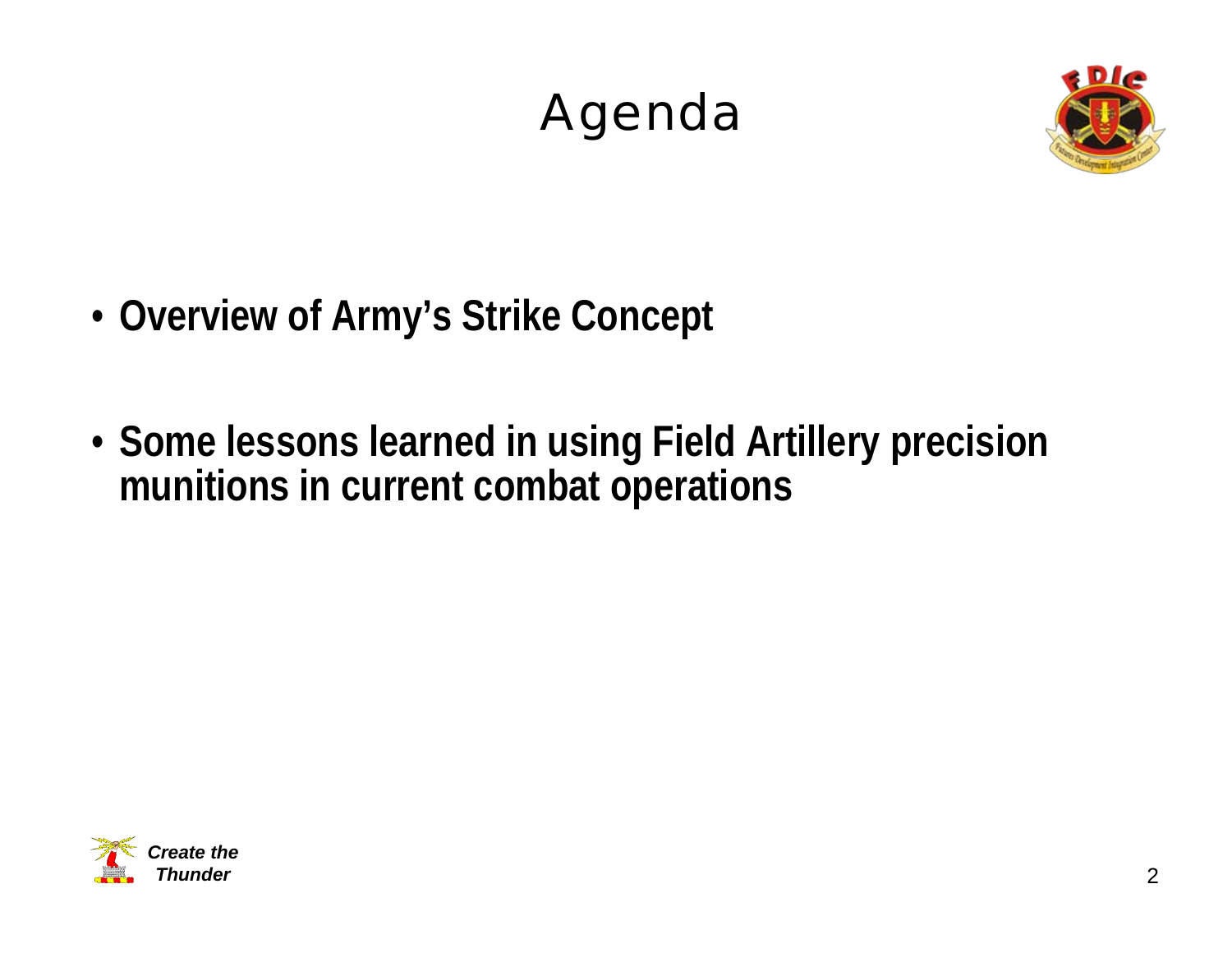# Agenda

- **Overview of Army's Strike Concept**

- **Some lessons learned in using Field Artillery precision munitions in current combat operations**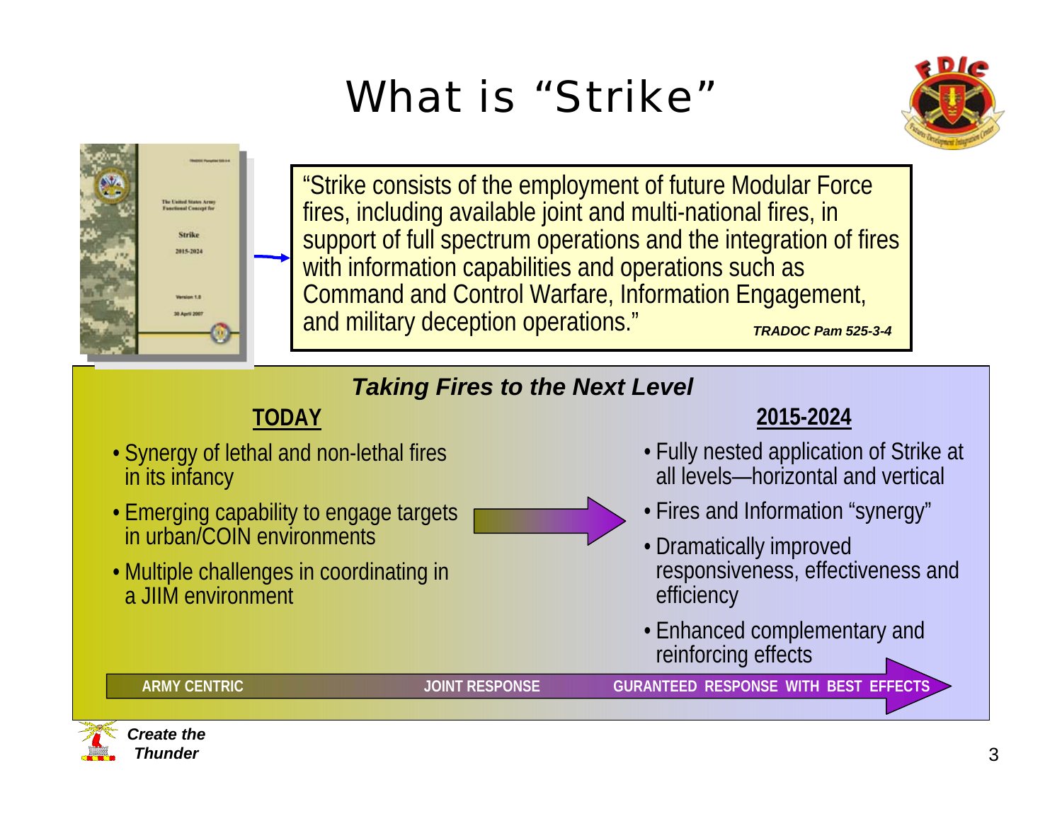# What is "Strike"

"Strike consists of the employment of future Modular Force fires, including available joint and multi-national fires, in support of full spectrum operations and the integration of fires with information capabilities and operations such as Command and Control Warfare, Information Engagement, and military deception operations."

***TRADOC Pam 525-3-4***

## *Taking Fires to the Next Level*

**TODAY**

- Synergy of lethal and non-lethal fires in its infancy
- Emerging capability to engage targets in urban/COIN environments
- Multiple challenges in coordinating in a JIIM environment

**2015-2024**

- Fully nested application of Strike at all levels—horizontal and vertical
- Fires and Information "synergy"
- Dramatically improved responsiveness, effectiveness and efficiency
- Enhanced complementary and reinforcing effects

**ARMY CENTRIC** → **JOINT RESPONSE** → **GURANTEED RESPONSE WITH BEST EFFECTS**

***Create the Thunder***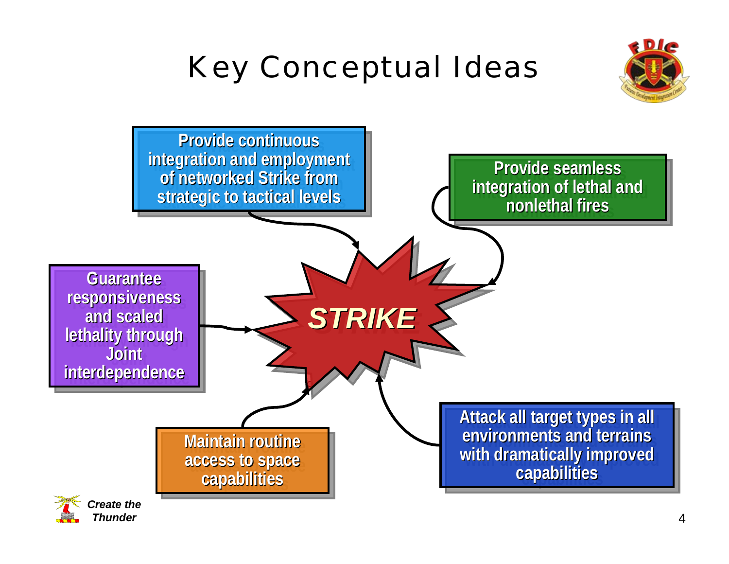# Key Conceptual Ideas

**STRIKE**

- **Provide continuous integration and employment of networked Strike from strategic to tactical levels**
- **Provide seamless integration of lethal and nonlethal fires**
- **Guarantee responsiveness and scaled lethality through Joint interdependence**
- **Maintain routine access to space capabilities**
- **Attack all target types in all environments and terrains with dramatically improved capabilities**

*Create the Thunder*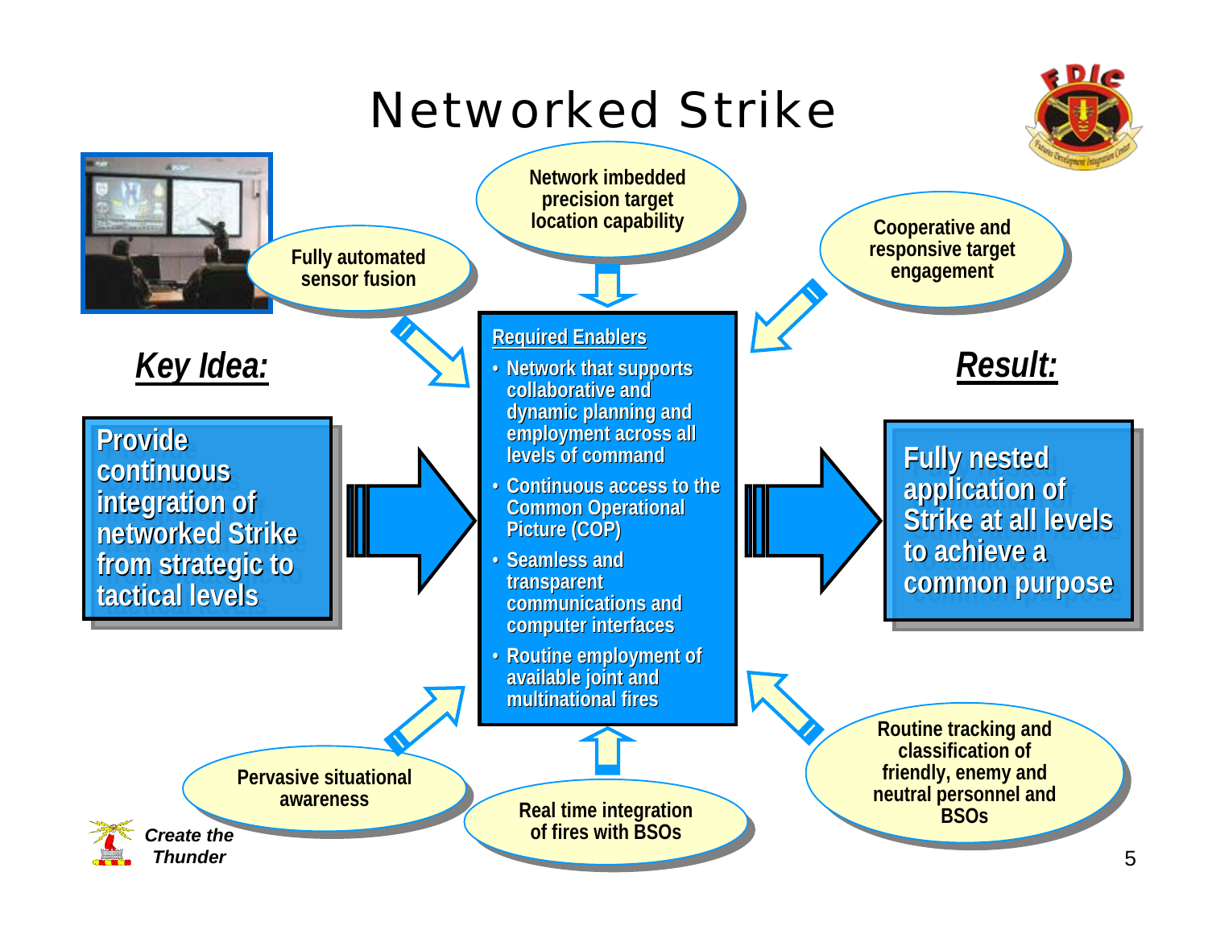# Networked Strike

**Key Idea:**

Provide continuous integration of networked Strike from strategic to tactical levels

**Required Enablers**

- Network that supports collaborative and dynamic planning and employment across all levels of command
- Continuous access to the Common Operational Picture (COP)
- Seamless and transparent communications and computer interfaces
- Routine employment of available joint and multinational fires

**Result:**

Fully nested application of Strike at all levels to achieve a common purpose

Fully automated sensor fusion

Network imbedded precision target location capability

Cooperative and responsive target engagement

Pervasive situational awareness

Real time integration of fires with BSOs

Routine tracking and classification of friendly, enemy and neutral personnel and BSOs

*Create the Thunder*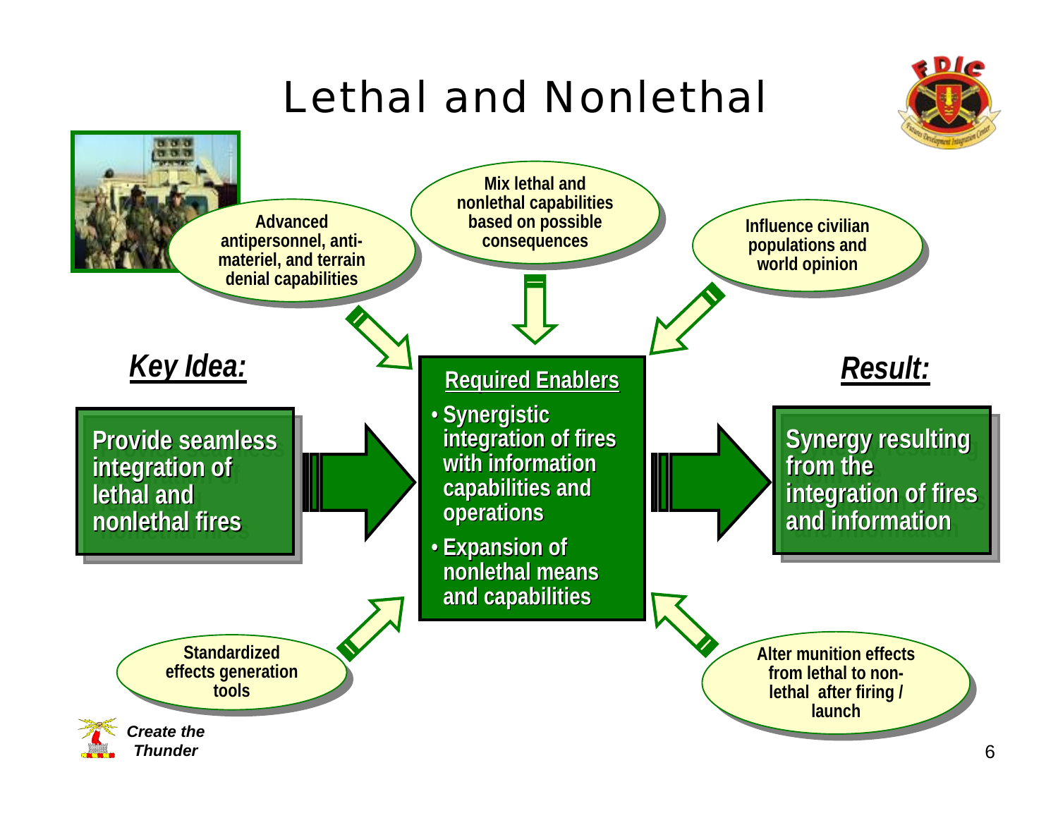# Lethal and Nonlethal

Advanced antipersonnel, anti-materiel, and terrain denial capabilities

Mix lethal and nonlethal capabilities based on possible consequences

Influence civilian populations and world opinion

***Key Idea:***

**Provide seamless integration of lethal and nonlethal fires**

**Required Enablers**

- **Synergistic integration of fires with information capabilities and operations**
- **Expansion of nonlethal means and capabilities**

***Result:***

**Synergy resulting from the integration of fires and information**

Standardized effects generation tools

Alter munition effects from lethal to non-lethal after firing / launch

*Create the Thunder*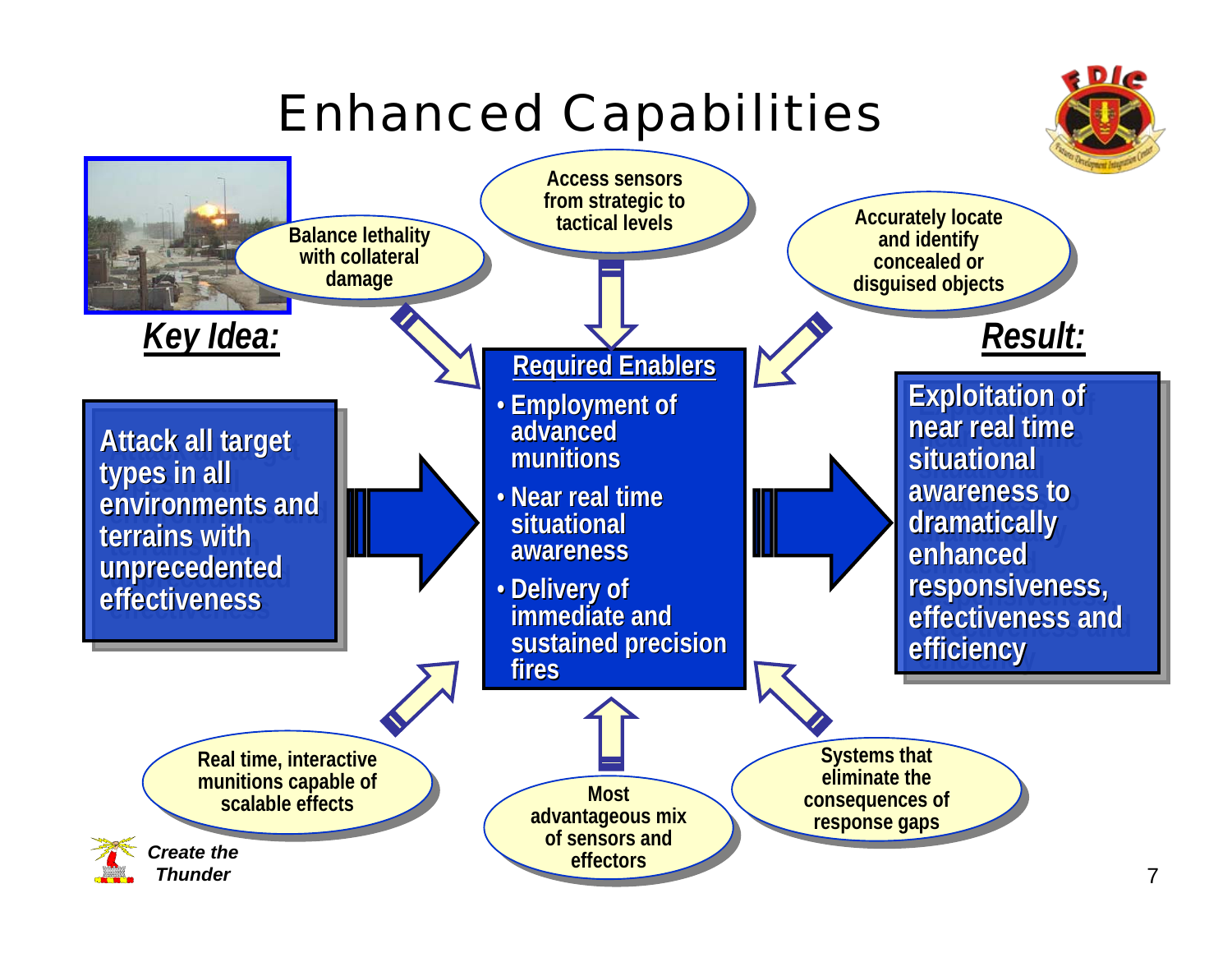# Enhanced Capabilities

***Key Idea:***

Attack all target types in all environments and terrains with unprecedented effectiveness

**Required Enablers**

- Employment of advanced munitions
- Near real time situational awareness
- Delivery of immediate and sustained precision fires

***Result:***

Exploitation of near real time situational awareness to dramatically enhanced responsiveness, effectiveness and efficiency

- Balance lethality with collateral damage
- Access sensors from strategic to tactical levels
- Accurately locate and identify concealed or disguised objects
- Real time, interactive munitions capable of scalable effects
- Most advantageous mix of sensors and effectors
- Systems that eliminate the consequences of response gaps

*Create the Thunder*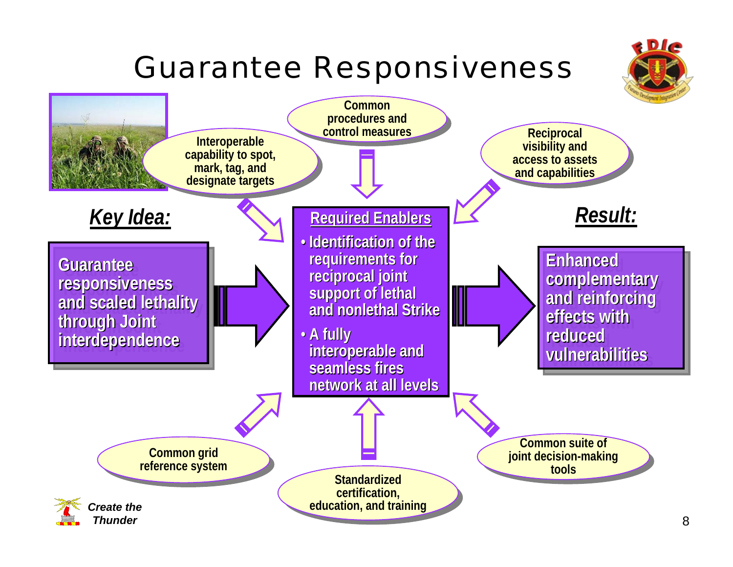# Guarantee Responsiveness

***Key Idea:***

**Guarantee responsiveness and scaled lethality through Joint interdependence**

**Required Enablers**

- Identification of the requirements for reciprocal joint support of lethal and nonlethal Strike
- A fully interoperable and seamless fires network at all levels

***Result:***

**Enhanced complementary and reinforcing effects with reduced vulnerabilities**

- Interoperable capability to spot, mark, tag, and designate targets
- Common procedures and control measures
- Reciprocal visibility and access to assets and capabilities
- Common grid reference system
- Standardized certification, education, and training
- Common suite of joint decision-making tools

*Create the Thunder*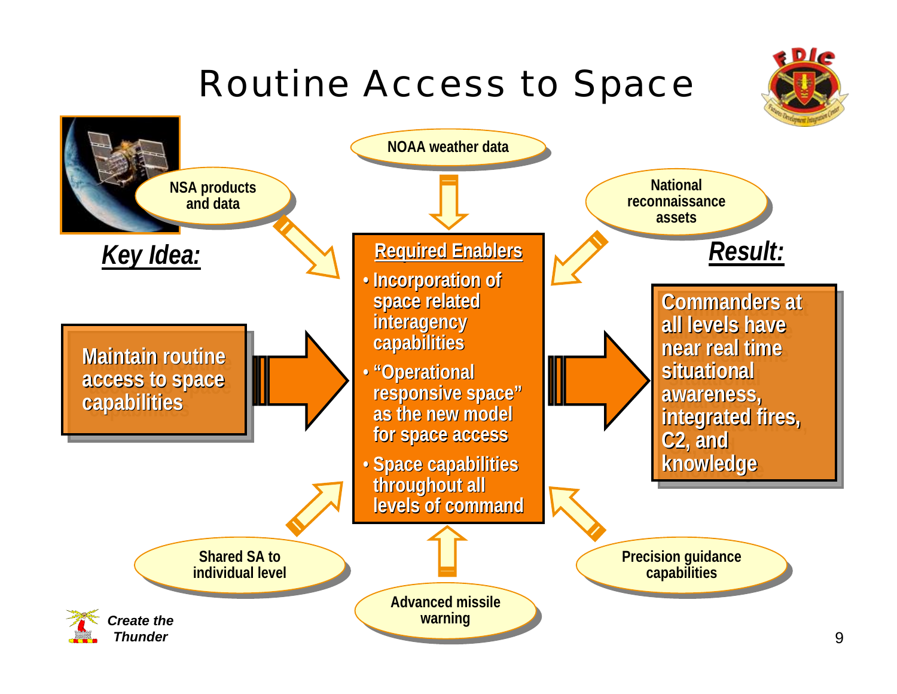# Routine Access to Space

NOAA weather data

NSA products and data

National reconnaissance assets

***Key Idea:***

Maintain routine access to space capabilities

**Required Enablers**

- Incorporation of space related interagency capabilities
- "Operational responsive space" as the new model for space access
- Space capabilities throughout all levels of command

***Result:***

Commanders at all levels have near real time situational awareness, integrated fires, C2, and knowledge

Shared SA to individual level

Advanced missile warning

Precision guidance capabilities

*Create the Thunder*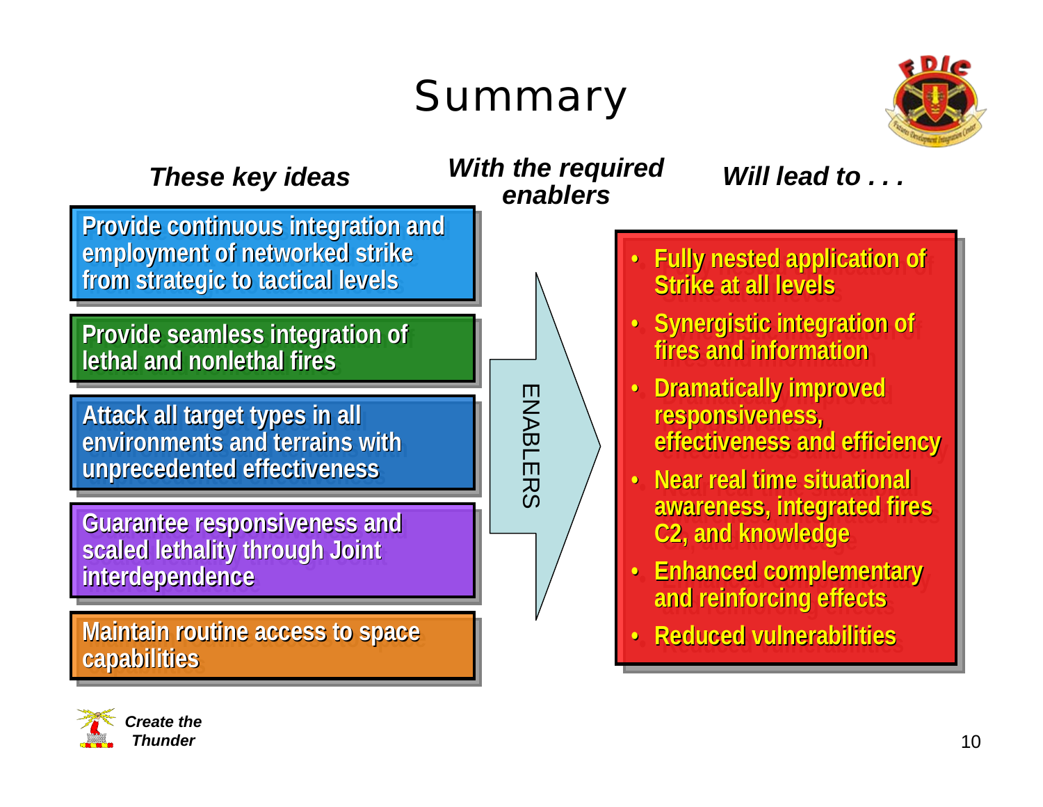# Summary

***These key ideas***

- Provide continuous integration and employment of networked strike from strategic to tactical levels
- Provide seamless integration of lethal and nonlethal fires
- Attack all target types in all environments and terrains with unprecedented effectiveness
- Guarantee responsiveness and scaled lethality through Joint interdependence
- Maintain routine access to space capabilities

***With the required enablers***

ENABLERS

***Will lead to . . .***

- Fully nested application of Strike at all levels
- Synergistic integration of fires and information
- Dramatically improved responsiveness, effectiveness and efficiency
- Near real time situational awareness, integrated fires C2, and knowledge
- Enhanced complementary and reinforcing effects
- Reduced vulnerabilities

***Create the Thunder***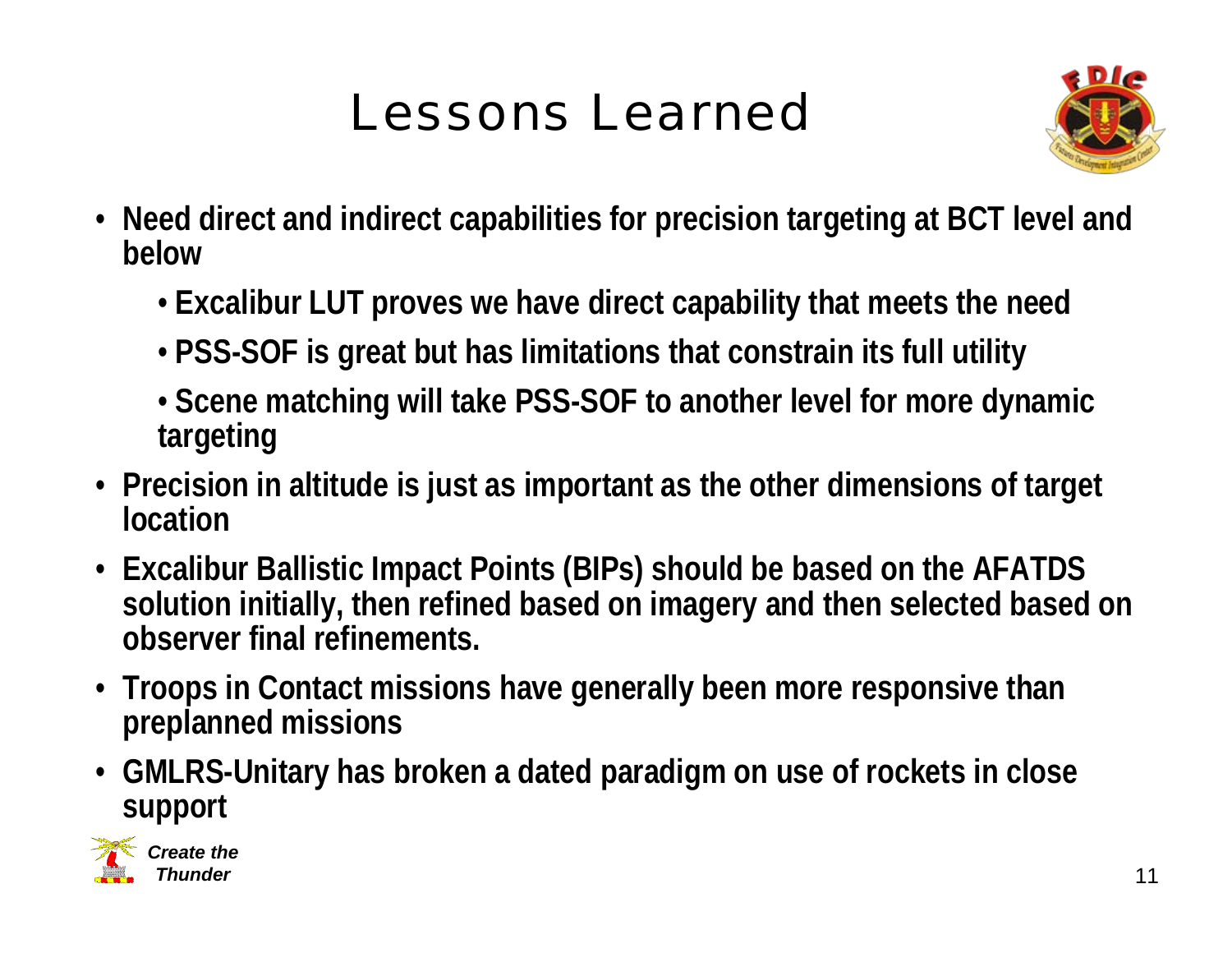# Lessons Learned

- Need direct and indirect capabilities for precision targeting at BCT level and below
  - Excalibur LUT proves we have direct capability that meets the need
  - PSS-SOF is great but has limitations that constrain its full utility
  - Scene matching will take PSS-SOF to another level for more dynamic targeting
- Precision in altitude is just as important as the other dimensions of target location
- Excalibur Ballistic Impact Points (BIPs) should be based on the AFATDS solution initially, then refined based on imagery and then selected based on observer final refinements.
- Troops in Contact missions have generally been more responsive than preplanned missions
- GMLRS-Unitary has broken a dated paradigm on use of rockets in close support

*Create the Thunder*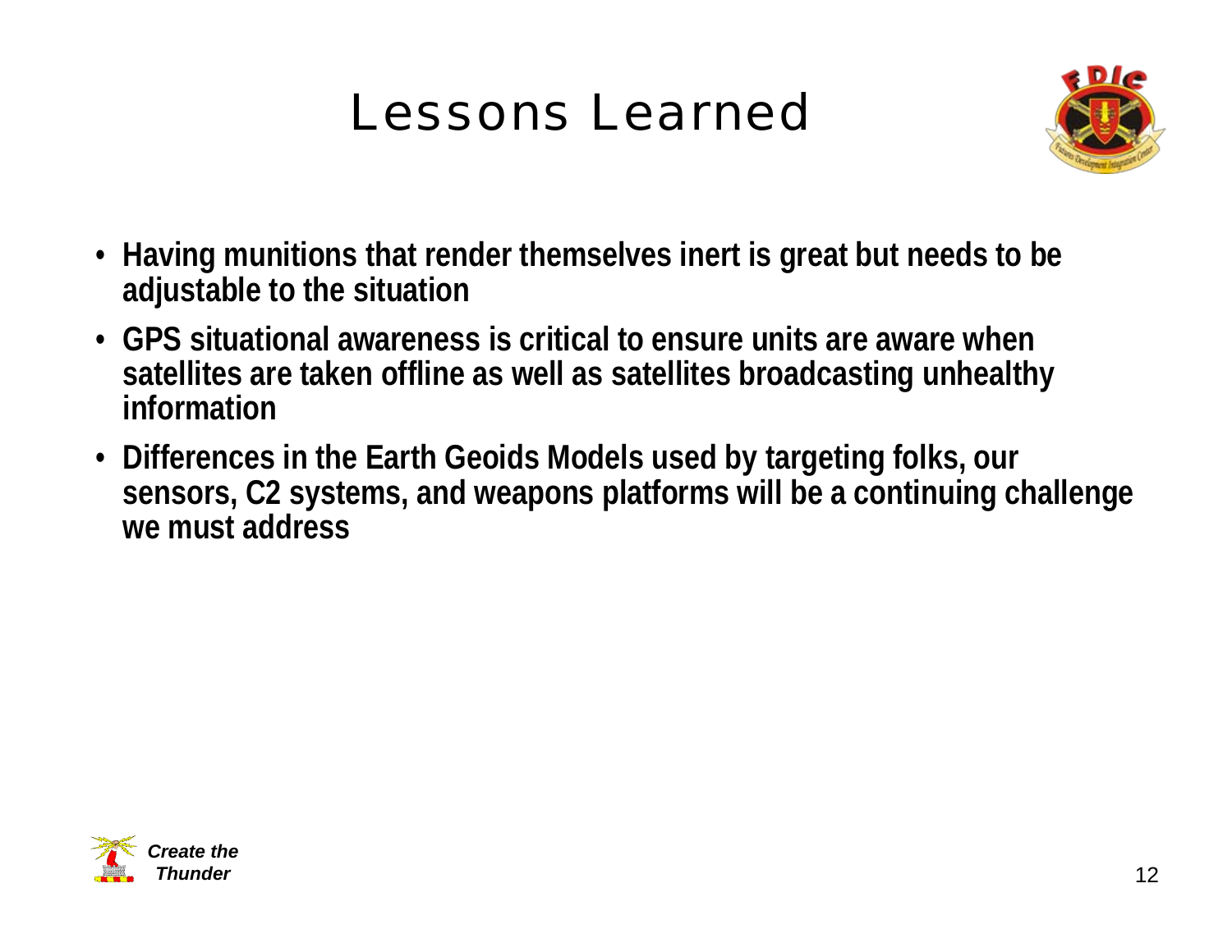# Lessons Learned

- **Having munitions that render themselves inert is great but needs to be adjustable to the situation**
- **GPS situational awareness is critical to ensure units are aware when satellites are taken offline as well as satellites broadcasting unhealthy information**
- **Differences in the Earth Geoids Models used by targeting folks, our sensors, C2 systems, and weapons platforms will be a continuing challenge we must address**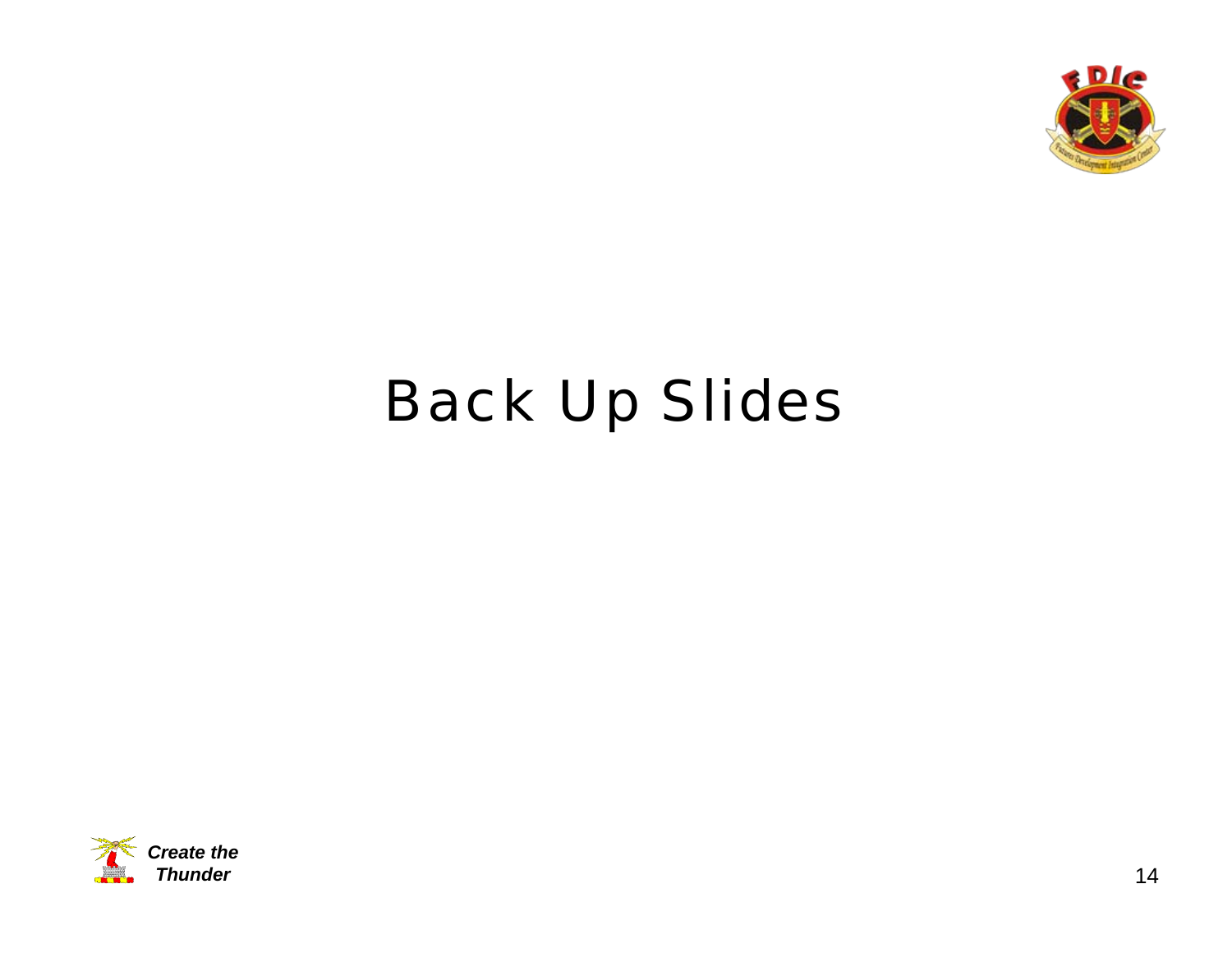# Back Up Slides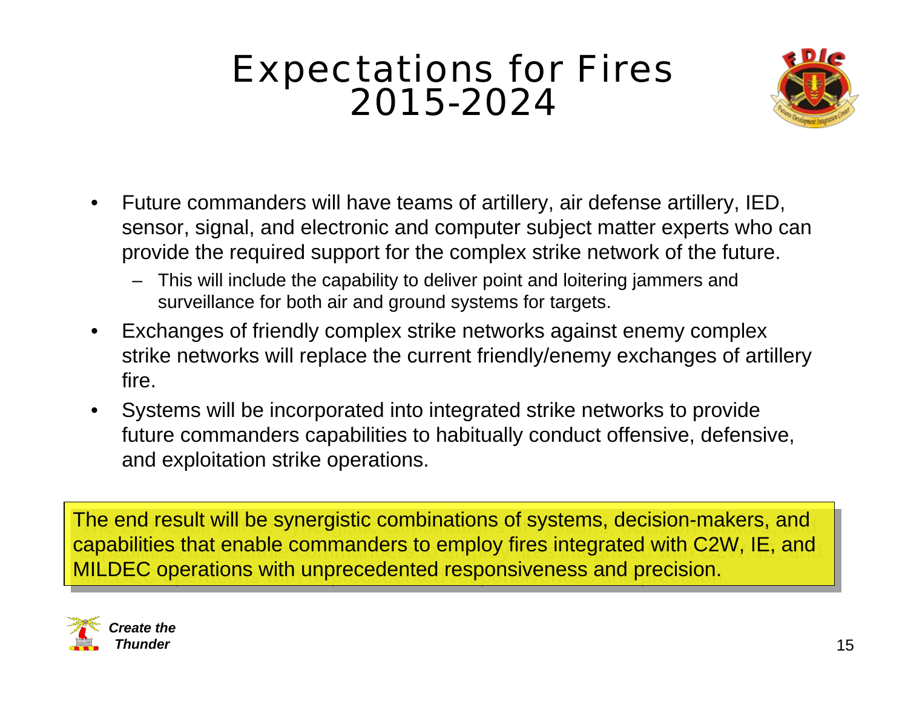# Expectations for Fires 2015-2024

- Future commanders will have teams of artillery, air defense artillery, IED, sensor, signal, and electronic and computer subject matter experts who can provide the required support for the complex strike network of the future.
  - This will include the capability to deliver point and loitering jammers and surveillance for both air and ground systems for targets.
- Exchanges of friendly complex strike networks against enemy complex strike networks will replace the current friendly/enemy exchanges of artillery fire.
- Systems will be incorporated into integrated strike networks to provide future commanders capabilities to habitually conduct offensive, defensive, and exploitation strike operations.

The end result will be synergistic combinations of systems, decision-makers, and capabilities that enable commanders to employ fires integrated with C2W, IE, and MILDEC operations with unprecedented responsiveness and precision.

*Create the Thunder*